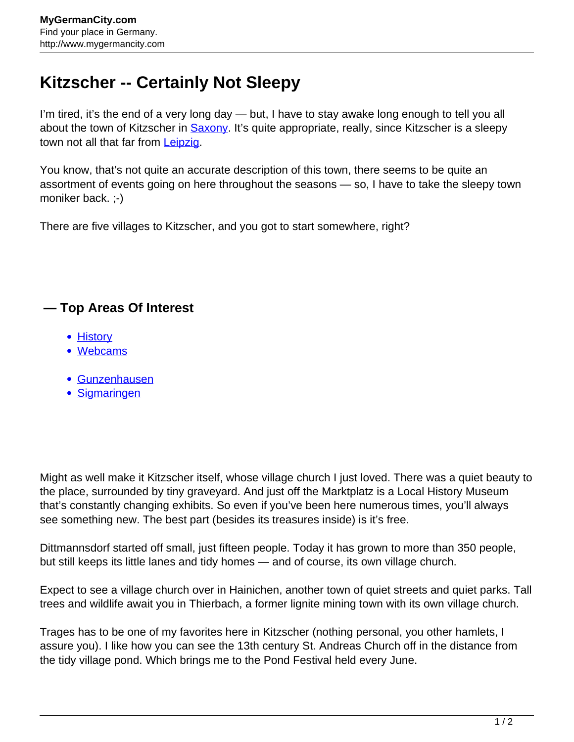# Kitzscher -- Certainly Not Sleepy

I'm tired, it's the end of a very long day — but, I have to stay awake long enough to tell you all about the town of Kitzscher in Saxony. It's quite appropriate, really, since Kitzscher is a sleepy town not all that far from Leipzig.

You know, that's not quite an accurate description of this town, there seems to be quite an assortment of events going on here throughout the seasons — so, I have to take the sleepy town moniker back. ;-)

There are five villages to Kitzscher, and you got to start somewhere, right?

### — Top Areas Of Interest

- History
- Webcams

- Gunzenhausen
- Sigmaringen

Might as well make it Kitzscher itself, whose village church I just loved. There was a quiet beauty to the place, surrounded by tiny graveyard. And just off the Marktplatz is a Local History Museum that's constantly changing exhibits. So even if you've been here numerous times, you'll always see something new. The best part (besides its treasures inside) is it's free.

Dittmannsdorf started off small, just fifteen people. Today it has grown to more than 350 people, but still keeps its little lanes and tidy homes — and of course, its own village church.

Expect to see a village church over in Hainichen, another town of quiet streets and quiet parks. Tall trees and wildlife await you in Thierbach, a former lignite mining town with its own village church.

Trages has to be one of my favorites here in Kitzscher (nothing personal, you other hamlets, I assure you). I like how you can see the 13th century St. Andreas Church off in the distance from the tidy village pond. Which brings me to the Pond Festival held every June.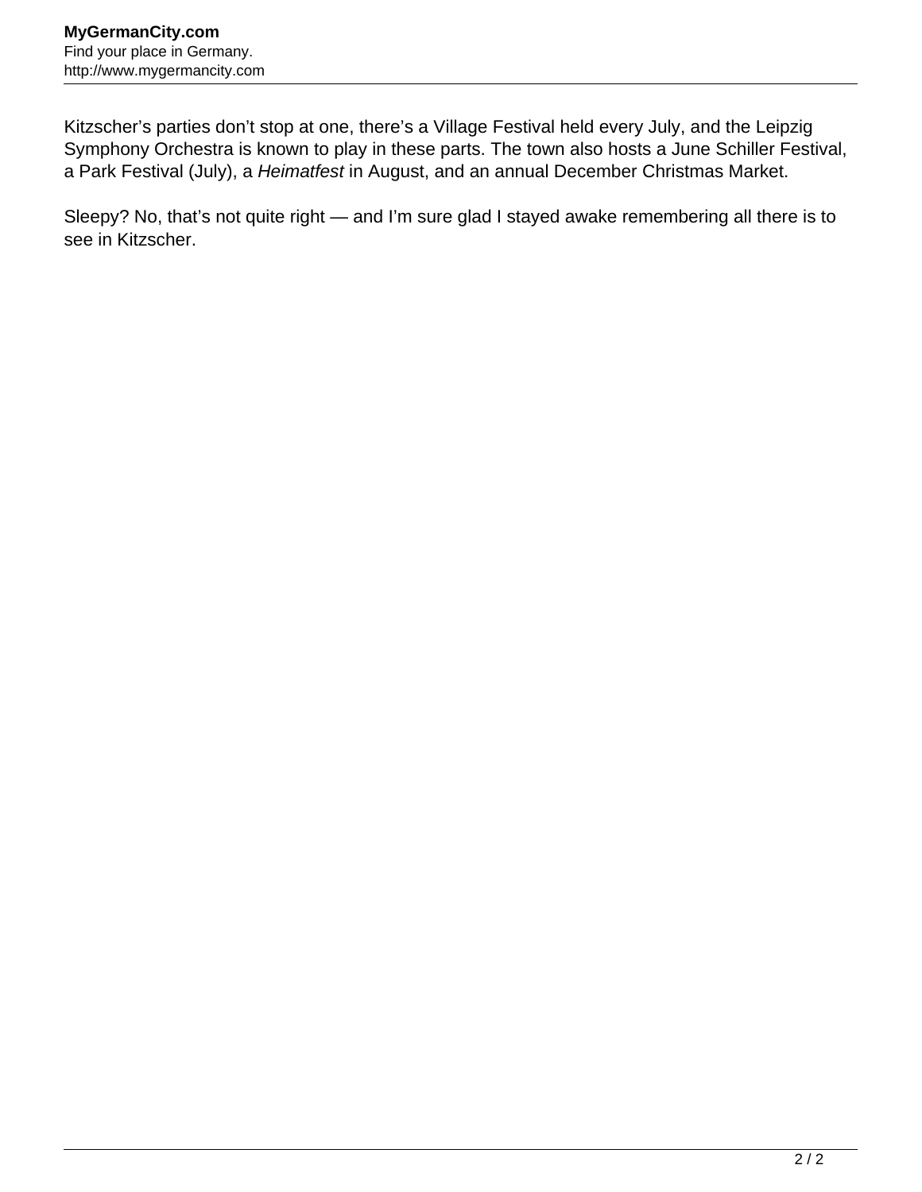Kitzscher’s parties don’t stop at one, there’s a Village Festival held every July, and the Leipzig Symphony Orchestra is known to play in these parts. The town also hosts a June Schiller Festival, a Park Festival (July), a *Heimatfest* in August, and an annual December Christmas Market.

Sleepy? No, that’s not quite right — and I’m sure glad I stayed awake remembering all there is to see in Kitzscher.